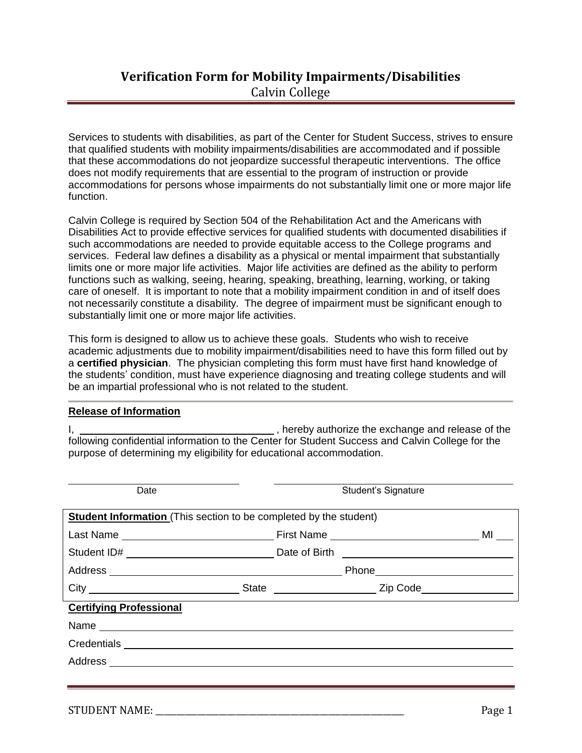# Verification Form for Mobility Impairments/Disabilities

Calvin College

Services to students with disabilities, as part of the Center for Student Success, strives to ensure that qualified students with mobility impairments/disabilities are accommodated and if possible that these accommodations do not jeopardize successful therapeutic interventions. The office does not modify requirements that are essential to the program of instruction or provide accommodations for persons whose impairments do not substantially limit one or more major life function.

Calvin College is required by Section 504 of the Rehabilitation Act and the Americans with Disabilities Act to provide effective services for qualified students with documented disabilities if such accommodations are needed to provide equitable access to the College programs and services. Federal law defines a disability as a physical or mental impairment that substantially limits one or more major life activities. Major life activities are defined as the ability to perform functions such as walking, seeing, hearing, speaking, breathing, learning, working, or taking care of oneself. It is important to note that a mobility impairment condition in and of itself does not necessarily constitute a disability. The degree of impairment must be significant enough to substantially limit one or more major life activities.

This form is designed to allow us to achieve these goals. Students who wish to receive academic adjustments due to mobility impairment/disabilities need to have this form filled out by a **certified physician**. The physician completing this form must have first hand knowledge of the students' condition, must have experience diagnosing and treating college students and will be an impartial professional who is not related to the student.

**Release of Information**

I, ________________________________ , hereby authorize the exchange and release of the following confidential information to the Center for Student Success and Calvin College for the purpose of determining my eligibility for educational accommodation.

______________________ Date

______________________ Student's Signature

**Student Information** (This section to be completed by the student)

Last Name ______________________ First Name ______________________ MI ___

Student ID# ______________________ Date of Birth ______________________

Address ________________________________ Phone ______________________

City ______________________ State ________________ Zip Code ______________

**Certifying Professional**

Name ____________________________________________

Credentials ____________________________________________

Address ____________________________________________

STUDENT NAME: ________________________________________________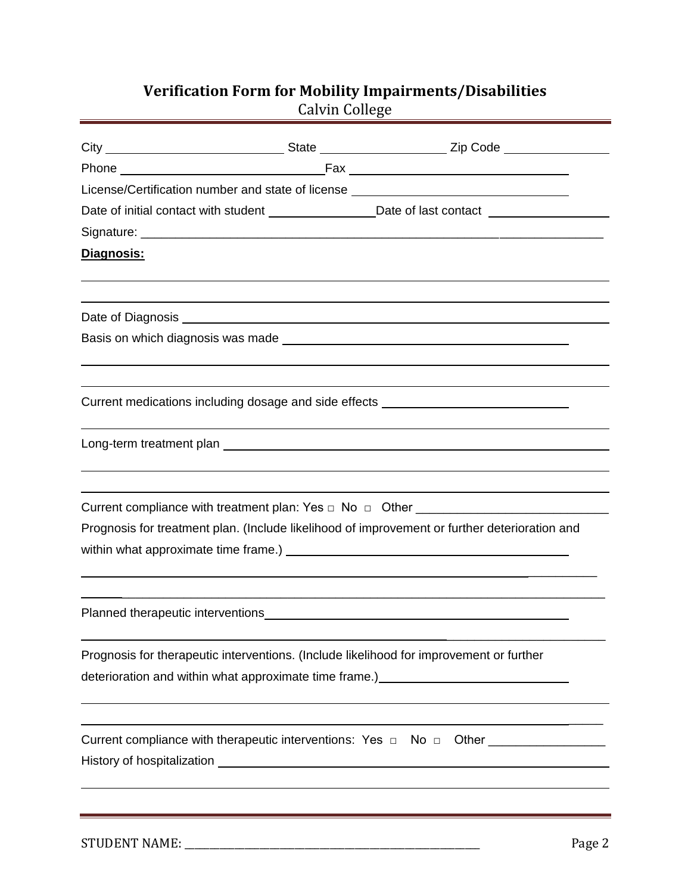## Verification Form for Mobility Impairments/Disabilities

Calvin College

City ____________________ State ______________ Zip Code ____________

Phone ________________________ Fax __________________________

License/Certification number and state of license _________________________

Date of initial contact with student ____________ Date of last contact ______________

Signature: ____________________________________________________________

**Diagnosis:**

______________________________________________________________________

______________________________________________________________________

Date of Diagnosis ______________________________________________________

Basis on which diagnosis was made ___________________________________

______________________________________________________________________

______________________________________________________________________

Current medications including dosage and side effects ______________________

______________________________________________________________________

Long-term treatment plan __________________________________________________

______________________________________________________________________

______________________________________________________________________

Current compliance with treatment plan: Yes □ No □ Other ______________________

Prognosis for treatment plan. (Include likelihood of improvement or further deterioration and within what approximate time frame.) ___________________________________

______________________________________________________________________

______________________________________________________________________

Planned therapeutic interventions_____________________________________

______________________________________________________________________

Prognosis for therapeutic interventions. (Include likelihood for improvement or further deterioration and within what approximate time frame.)______________________

______________________________________________________________________

______________________________________________________________________

Current compliance with therapeutic interventions: Yes □ No □ Other _________________

History of hospitalization _________________________________________________

______________________________________________________________________

STUDENT NAME: ____________________________________________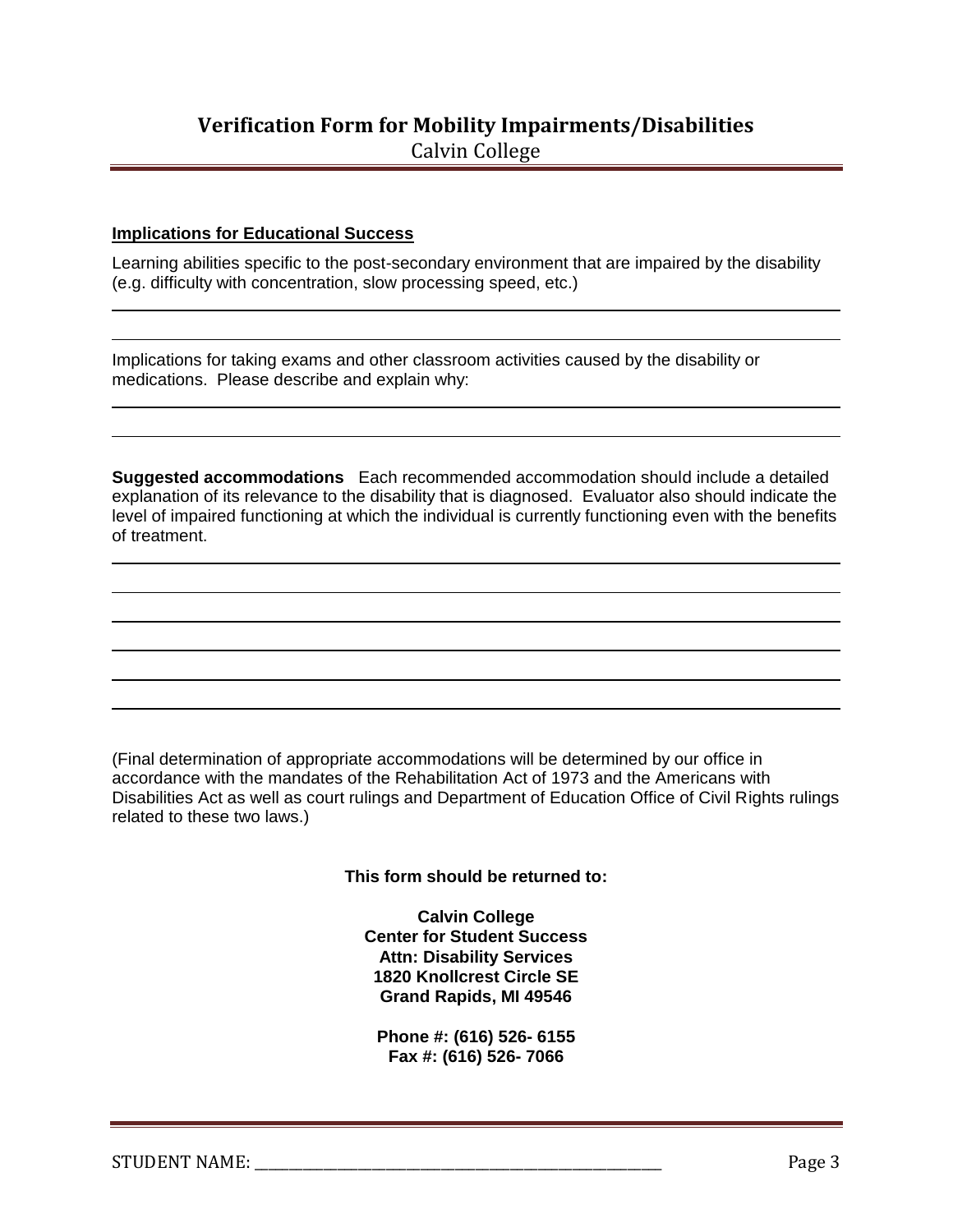## Verification Form for Mobility Impairments/Disabilities

Calvin College

**Implications for Educational Success**

Learning abilities specific to the post-secondary environment that are impaired by the disability (e.g. difficulty with concentration, slow processing speed, etc.)

Implications for taking exams and other classroom activities caused by the disability or medications. Please describe and explain why:

**Suggested accommodations** Each recommended accommodation should include a detailed explanation of its relevance to the disability that is diagnosed. Evaluator also should indicate the level of impaired functioning at which the individual is currently functioning even with the benefits of treatment.

(Final determination of appropriate accommodations will be determined by our office in accordance with the mandates of the Rehabilitation Act of 1973 and the Americans with Disabilities Act as well as court rulings and Department of Education Office of Civil Rights rulings related to these two laws.)

**This form should be returned to:**

**Calvin College**
**Center for Student Success**
**Attn: Disability Services**
**1820 Knollcrest Circle SE**
**Grand Rapids, MI 49546**

**Phone #: (616) 526- 6155**
**Fax #: (616) 526- 7066**

STUDENT NAME: ______________________________________________